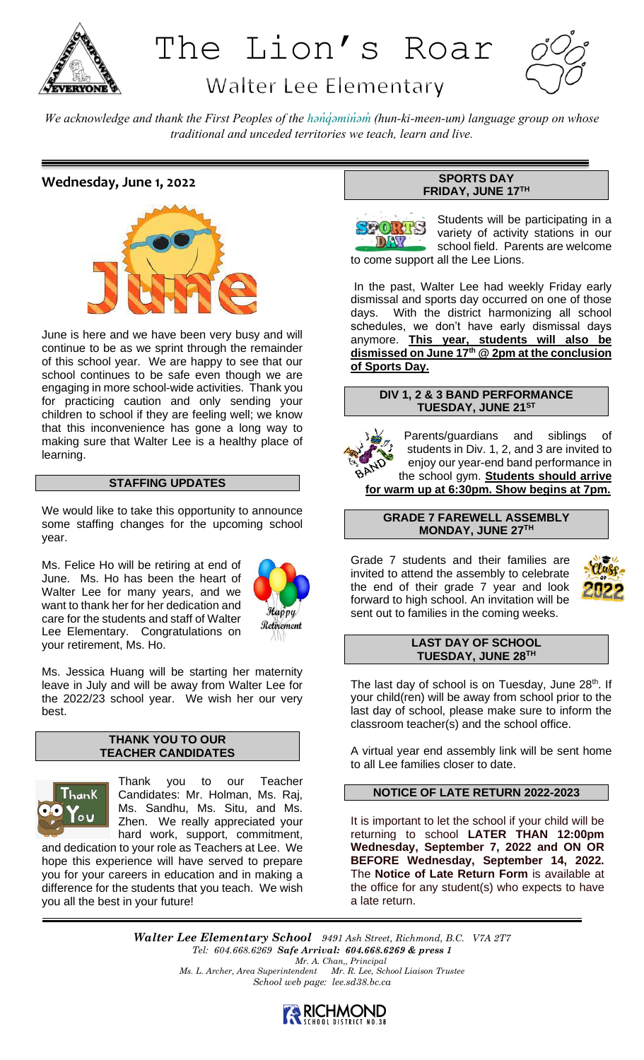# The Lion's Roar

## Walter Lee Elementary

*We acknowledge and thank the First Peoples of the hən̓q̓əmin̓əm̓ (hun-ki-meen-um) language group on whose traditional and unceded territories we teach, learn and live.*

## Wednesday, June 1, 2022

June is here and we have been very busy and will continue to be as we sprint through the remainder of this school year. We are happy to see that our school continues to be safe even though we are engaging in more school-wide activities. Thank you for practicing caution and only sending your children to school if they are feeling well; we know that this inconvenience has gone a long way to making sure that Walter Lee is a healthy place of learning.

### STAFFING UPDATES

We would like to take this opportunity to announce some staffing changes for the upcoming school year.

Ms. Felice Ho will be retiring at end of June. Ms. Ho has been the heart of Walter Lee for many years, and we want to thank her for her dedication and care for the students and staff of Walter Lee Elementary. Congratulations on your retirement, Ms. Ho.

Ms. Jessica Huang will be starting her maternity leave in July and will be away from Walter Lee for the 2022/23 school year. We wish her our very best.

### THANK YOU TO OUR TEACHER CANDIDATES

Thank you to our Teacher Candidates: Mr. Holman, Ms. Raj, Ms. Sandhu, Ms. Situ, and Ms. Zhen. We really appreciated your hard work, support, commitment, and dedication to your role as Teachers at Lee. We hope this experience will have served to prepare you for your careers in education and in making a difference for the students that you teach. We wish you all the best in your future!

### SPORTS DAY FRIDAY, JUNE 17TH

Students will be participating in a variety of activity stations in our school field. Parents are welcome to come support all the Lee Lions.

In the past, Walter Lee had weekly Friday early dismissal and sports day occurred on one of those days. With the district harmonizing all school schedules, we don't have early dismissal days anymore. **This year, students will also be dismissed on June 17th @ 2pm at the conclusion of Sports Day.**

### DIV 1, 2 & 3 BAND PERFORMANCE TUESDAY, JUNE 21ST

Parents/guardians and siblings of students in Div. 1, 2, and 3 are invited to enjoy our year-end band performance in the school gym. **Students should arrive for warm up at 6:30pm. Show begins at 7pm.**

### GRADE 7 FAREWELL ASSEMBLY MONDAY, JUNE 27TH

Grade 7 students and their families are invited to attend the assembly to celebrate the end of their grade 7 year and look forward to high school. An invitation will be sent out to families in the coming weeks.

### LAST DAY OF SCHOOL TUESDAY, JUNE 28TH

The last day of school is on Tuesday, June 28th. If your child(ren) will be away from school prior to the last day of school, please make sure to inform the classroom teacher(s) and the school office.

A virtual year end assembly link will be sent home to all Lee families closer to date.

### NOTICE OF LATE RETURN 2022-2023

It is important to let the school if your child will be returning to school **LATER THAN 12:00pm Wednesday, September 7, 2022 and ON OR BEFORE Wednesday, September 14, 2022.** The **Notice of Late Return Form** is available at the office for any student(s) who expects to have a late return.

***Walter Lee Elementary School*** *9491 Ash Street, Richmond, B.C. V7A 2T7*
*Tel: 604.668.6269* ***Safe Arrival: 604.668.6269 & press 1***
*Mr. A. Chan,, Principal*
*Ms. L. Archer, Area Superintendent Mr. R. Lee, School Liaison Trustee*
*School web page: lee.sd38.bc.ca*

RICHMOND SCHOOL DISTRICT NO.38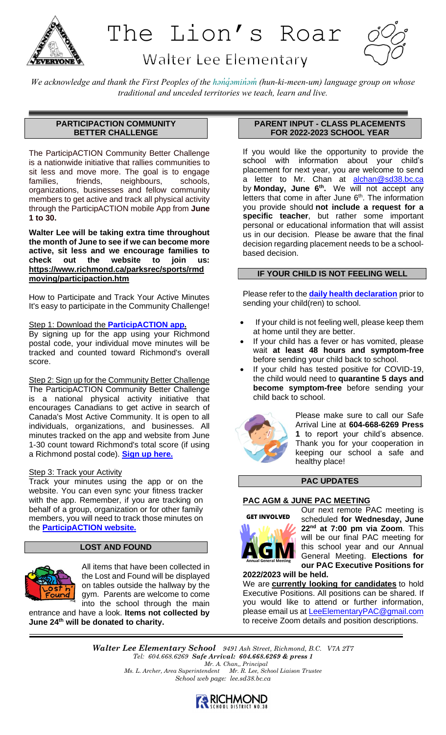# The Lion's Roar

## Walter Lee Elementary

*We acknowledge and thank the First Peoples of the hən̓q̓əmin̓əm̓ (hun-ki-meen-um) language group on whose traditional and unceded territories we teach, learn and live.*

### PARTICIPACTION COMMUNITY BETTER CHALLENGE

The ParticipACTION Community Better Challenge is a nationwide initiative that rallies communities to sit less and move more. The goal is to engage families, friends, neighbours, schools, organizations, businesses and fellow community members to get active and track all physical activity through the ParticipACTION mobile App from **June 1 to 30.**

**Walter Lee will be taking extra time throughout the month of June to see if we can become more active, sit less and we encourage families to check out the website to join us: https://www.richmond.ca/parksrec/sports/rmdmoving/participaction.htm**

How to Participate and Track Your Active Minutes It's easy to participate in the Community Challenge!

Step 1: Download the **ParticipACTION app.**

By signing up for the app using your Richmond postal code, your individual move minutes will be tracked and counted toward Richmond's overall score.

Step 2: Sign up for the Community Better Challenge

The ParticipACTION Community Better Challenge is a national physical activity initiative that encourages Canadians to get active in search of Canada's Most Active Community. It is open to all individuals, organizations, and businesses. All minutes tracked on the app and website from June 1-30 count toward Richmond's total score (if using a Richmond postal code). **Sign up here.**

Step 3: Track your Activity

Track your minutes using the app or on the website. You can even sync your fitness tracker with the app. Remember, if you are tracking on behalf of a group, organization or for other family members, you will need to track those minutes on the **ParticipACTION website.**

### LOST AND FOUND

All items that have been collected in the Lost and Found will be displayed on tables outside the hallway by the gym. Parents are welcome to come into the school through the main entrance and have a look. **Items not collected by June 24th will be donated to charity.**

### PARENT INPUT - CLASS PLACEMENTS FOR 2022-2023 SCHOOL YEAR

If you would like the opportunity to provide the school with information about your child's placement for next year, you are welcome to send a letter to Mr. Chan at alchan@sd38.bc.ca by **Monday, June 6th.** We will not accept any letters that come in after June 6th. The information you provide should **not include a request for a specific teacher**, but rather some important personal or educational information that will assist us in our decision. Please be aware that the final decision regarding placement needs to be a school-based decision.

### IF YOUR CHILD IS NOT FEELING WELL

Please refer to the **daily health declaration** prior to sending your child(ren) to school.

- If your child is not feeling well, please keep them at home until they are better.
- If your child has a fever or has vomited, please wait **at least 48 hours and symptom-free** before sending your child back to school.
- If your child has tested positive for COVID-19, the child would need to **quarantine 5 days and become symptom-free** before sending your child back to school.

Please make sure to call our Safe Arrival Line at **604-668-6269 Press 1** to report your child's absence. Thank you for your cooperation in keeping our school a safe and healthy place!

### PAC UPDATES

**PAC AGM & JUNE PAC MEETING**

Our next remote PAC meeting is scheduled **for Wednesday, June 22nd at 7:00 pm via Zoom**. This will be our final PAC meeting for this school year and our Annual General Meeting. **Elections for our PAC Executive Positions for 2022/2023 will be held.**

We are **currently looking for candidates** to hold Executive Positions. All positions can be shared. If you would like to attend or further information, please email us at LeeElementaryPAC@gmail.com to receive Zoom details and position descriptions.

---

***Walter Lee Elementary School*** *9491 Ash Street, Richmond, B.C. V7A 2T7*
*Tel: 604.668.6269* ***Safe Arrival: 604.668.6269 & press 1***
*Mr. A. Chan,, Principal*
*Ms. L. Archer, Area Superintendent Mr. R. Lee, School Liaison Trustee*
*School web page: lee.sd38.bc.ca*

RICHMOND SCHOOL DISTRICT NO.38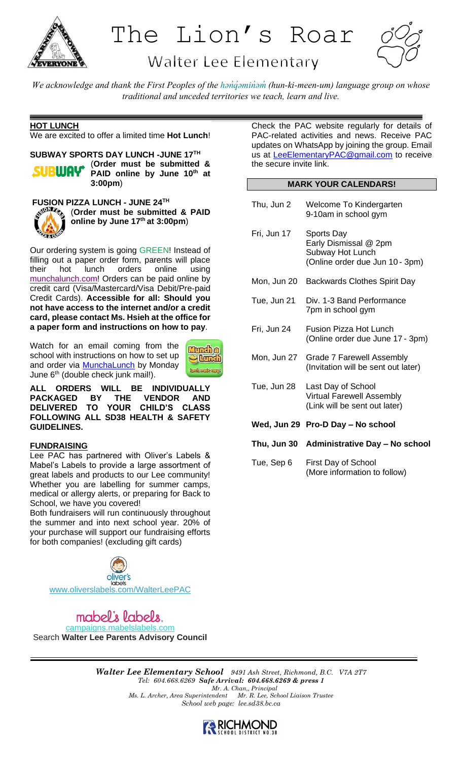# The Lion's Roar

## Walter Lee Elementary

*We acknowledge and thank the First Peoples of the hən̓q̓əmin̓əm̓ (hun-ki-meen-um) language group on whose traditional and unceded territories we teach, learn and live.*

### HOT LUNCH

We are excited to offer a limited time **Hot Lunch**!

**SUBWAY SPORTS DAY LUNCH -JUNE 17TH**

(**Order must be submitted & PAID online by June 10th at 3:00pm**)

**FUSION PIZZA LUNCH - JUNE 24TH**

(**Order must be submitted & PAID online by June 17th at 3:00pm**)

Our ordering system is going GREEN! Instead of filling out a paper order form, parents will place their hot lunch orders online using munchalunch.com! Orders can be paid online by credit card (Visa/Mastercard/Visa Debit/Pre-paid Credit Cards). **Accessible for all: Should you not have access to the internet and/or a credit card, please contact Ms. Hsieh at the office for a paper form and instructions on how to pay**.

Watch for an email coming from the school with instructions on how to set up and order via MunchaLunch by Monday June 6th (double check junk mail!).

**ALL ORDERS WILL BE INDIVIDUALLY PACKAGED BY THE VENDOR AND DELIVERED TO YOUR CHILD'S CLASS FOLLOWING ALL SD38 HEALTH & SAFETY GUIDELINES.**

### FUNDRAISING

Lee PAC has partnered with Oliver's Labels & Mabel's Labels to provide a large assortment of great labels and products to our Lee community! Whether you are labelling for summer camps, medical or allergy alerts, or preparing for Back to School, we have you covered!

Both fundraisers will run continuously throughout the summer and into next school year. 20% of your purchase will support our fundraising efforts for both companies! (excluding gift cards)

oliver's labels
www.oliverslabels.com/WalterLeePAC

mabel's labels.
campaigns.mabelslabels.com
Search **Walter Lee Parents Advisory Council**

Check the PAC website regularly for details of PAC-related activities and news. Receive PAC updates on WhatsApp by joining the group. Email us at LeeElementaryPAC@gmail.com to receive the secure invite link.

### MARK YOUR CALENDARS!

| | |
|---|---|
| Thu, Jun 2 | Welcome To Kindergarten<br>9-10am in school gym |
| Fri, Jun 17 | Sports Day<br>Early Dismissal @ 2pm<br>Subway Hot Lunch<br>(Online order due Jun 10 - 3pm) |
| Mon, Jun 20 | Backwards Clothes Spirit Day |
| Tue, Jun 21 | Div. 1-3 Band Performance<br>7pm in school gym |
| Fri, Jun 24 | Fusion Pizza Hot Lunch<br>(Online order due June 17 - 3pm) |
| Mon, Jun 27 | Grade 7 Farewell Assembly<br>(Invitation will be sent out later) |
| Tue, Jun 28 | Last Day of School<br>Virtual Farewell Assembly<br>(Link will be sent out later) |
| **Wed, Jun 29** | **Pro-D Day – No school** |
| **Thu, Jun 30** | **Administrative Day – No school** |
| Tue, Sep 6 | First Day of School<br>(More information to follow) |

***Walter Lee Elementary School*** *9491 Ash Street, Richmond, B.C. V7A 2T7*
*Tel: 604.668.6269* ***Safe Arrival: 604.668.6269 & press 1***
*Mr. A. Chan,, Principal*
*Ms. L. Archer, Area Superintendent Mr. R. Lee, School Liaison Trustee*
*School web page: lee.sd38.bc.ca*

RICHMOND SCHOOL DISTRICT NO.38